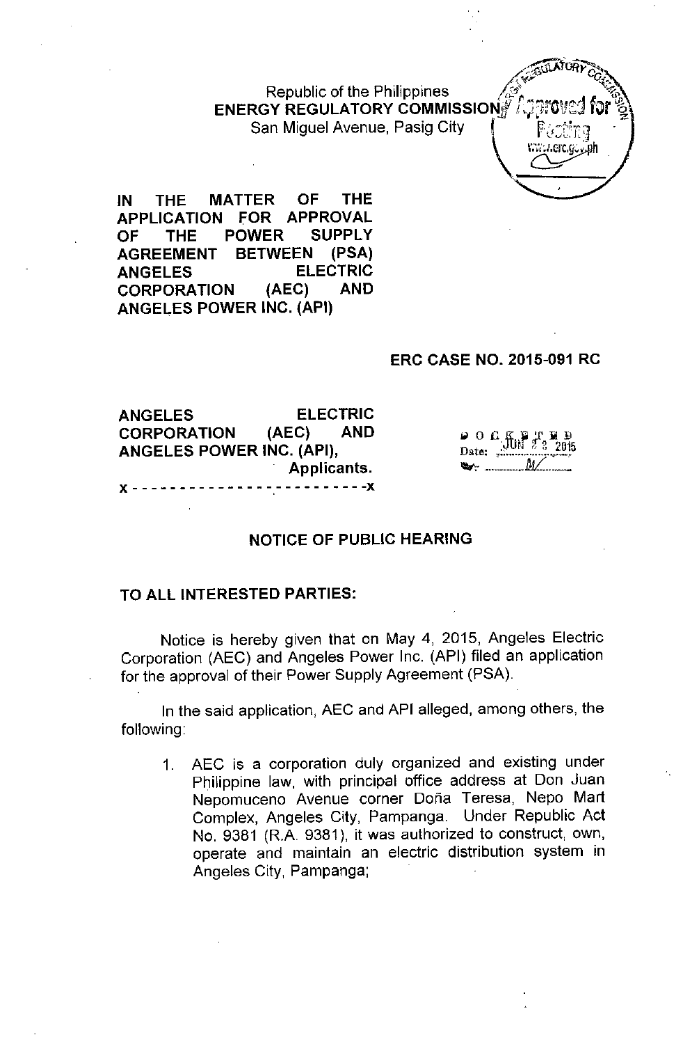Republic of the Philippines
**ENERGY REGULATORY COMMISSION**
San Miguel Avenue, Pasig City

**IN THE MATTER OF THE APPLICATION FOR APPROVAL OF THE POWER SUPPLY AGREEMENT BETWEEN (PSA) ANGELES ELECTRIC CORPORATION (AEC) AND ANGELES POWER INC. (API)**

**ERC CASE NO. 2015-091 RC**

**ANGELES ELECTRIC CORPORATION (AEC) AND ANGELES POWER INC. (API),**
**Applicants.**

x - - - - - - - - - - - - - - - - - - - - - - - - x

DOCKETED
Date: JUN 23 2015

## NOTICE OF PUBLIC HEARING

**TO ALL INTERESTED PARTIES:**

Notice is hereby given that on May 4, 2015, Angeles Electric Corporation (AEC) and Angeles Power Inc. (API) filed an application for the approval of their Power Supply Agreement (PSA).

In the said application, AEC and API alleged, among others, the following:

1. AEC is a corporation duly organized and existing under Philippine law, with principal office address at Don Juan Nepomuceno Avenue corner Doña Teresa, Nepo Mart Complex, Angeles City, Pampanga. Under Republic Act No. 9381 (R.A. 9381), it was authorized to construct, own, operate and maintain an electric distribution system in Angeles City, Pampanga;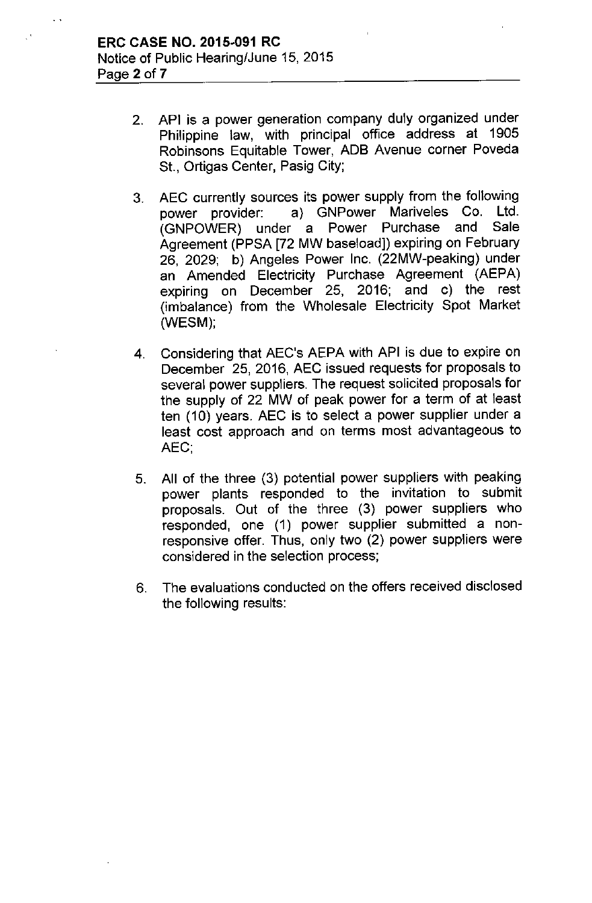2. API is a power generation company duly organized under Philippine law, with principal office address at 1905 Robinsons Equitable Tower, ADB Avenue corner Poveda St., Ortigas Center, Pasig City;

3. AEC currently sources its power supply from the following power provider: a) GNPower Mariveles Co. Ltd. (GNPOWER) under a Power Purchase and Sale Agreement (PPSA [72 MW baseload]) expiring on February 26, 2029; b) Angeles Power Inc. (22MW-peaking) under an Amended Electricity Purchase Agreement (AEPA) expiring on December 25, 2016; and c) the rest (imbalance) from the Wholesale Electricity Spot Market (WESM);

4. Considering that AEC's AEPA with API is due to expire on December 25, 2016, AEC issued requests for proposals to several power suppliers. The request solicited proposals for the supply of 22 MW of peak power for a term of at least ten (10) years. AEC is to select a power supplier under a least cost approach and on terms most advantageous to AEC;

5. All of the three (3) potential power suppliers with peaking power plants responded to the invitation to submit proposals. Out of the three (3) power suppliers who responded, one (1) power supplier submitted a non-responsive offer. Thus, only two (2) power suppliers were considered in the selection process;

6. The evaluations conducted on the offers received disclosed the following results: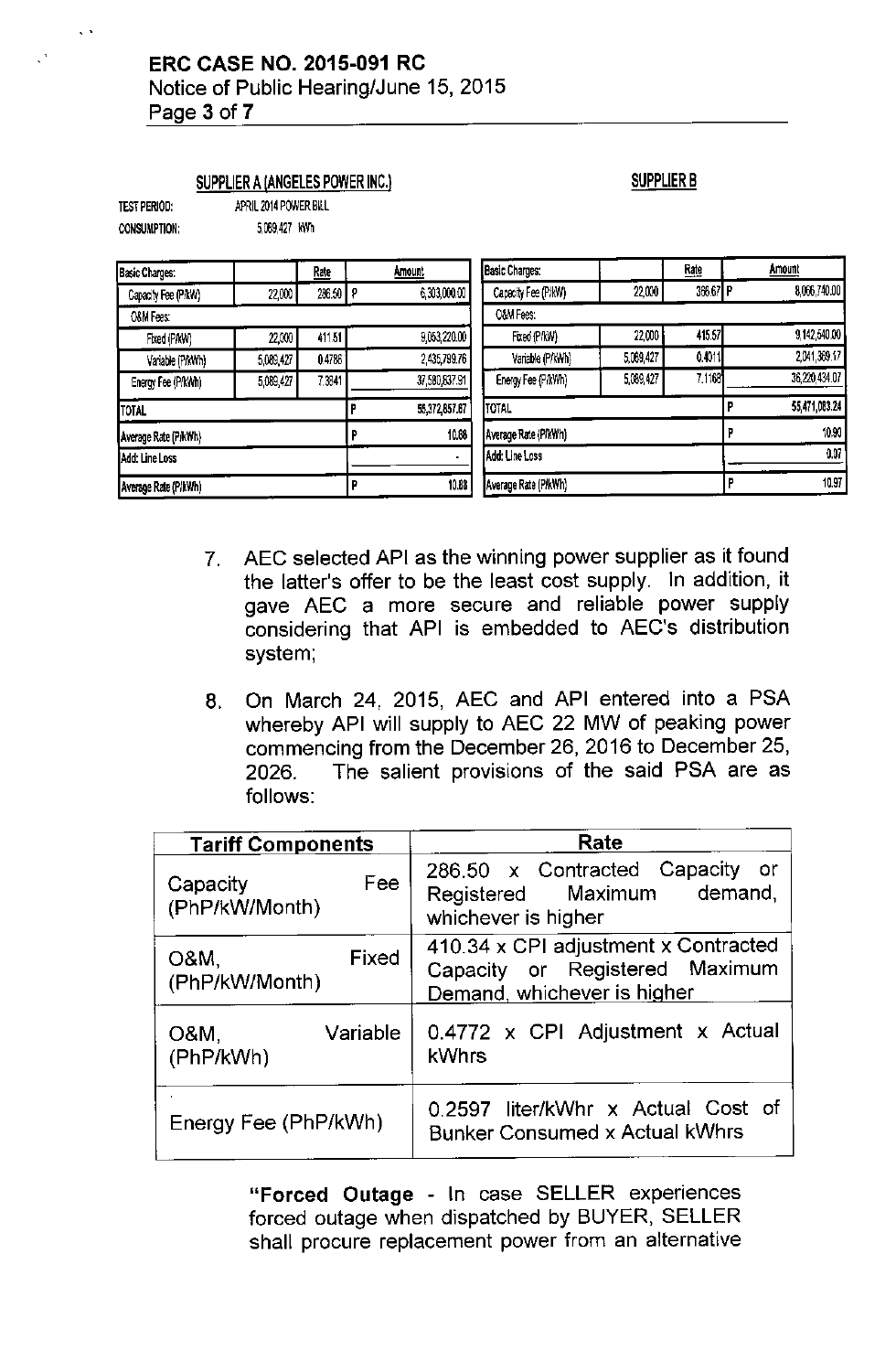**SUPPLIER A (ANGELES POWER INC.)**

TEST PERIOD: APRIL 2014 POWER BILL

CONSUMPTION: 5,089,427 kWh

| Basic Charges: | | Rate | Amount |
|---|---|---|---|
| Capacity Fee (P/kW) | 22,000 | 286.50 | P 6,303,000.00 |
| O&M Fees: | | | |
| Fixed (P/kW) | 22,000 | 411.51 | 9,053,220.00 |
| Variable (P/kWh) | 5,089,427 | 0.4786 | 2,435,799.76 |
| Energy Fee (P/kWh) | 5,089,427 | 7.3841 | 37,580,637.91 |
| TOTAL | | | P 55,372,657.67 |
| Average Rate (P/kWh) | | | P 10.88 |
| Add: Line Loss | | | - |
| Average Rate (P/kWh) | | | P 10.88 |

**SUPPLIER B**

| Basic Charges: | | Rate | Amount |
|---|---|---|---|
| Capacity Fee (P/kW) | 22,000 | 366.67 | P 8,066,740.00 |
| O&M Fees: | | | |
| Fixed (P/kW) | 22,000 | 415.57 | 9,142,540.00 |
| Variable (P/kWh) | 5,089,427 | 0.4011 | 2,041,369.17 |
| Energy Fee (P/kWh) | 5,089,427 | 7.1168 | 36,220,434.07 |
| TOTAL | | | P 55,471,083.24 |
| Average Rate (P/kWh) | | | P 10.90 |
| Add: Line Loss | | | 0.07 |
| Average Rate (P/kWh) | | | P 10.97 |

7. AEC selected API as the winning power supplier as it found the latter's offer to be the least cost supply. In addition, it gave AEC a more secure and reliable power supply considering that API is embedded to AEC's distribution system;

8. On March 24, 2015, AEC and API entered into a PSA whereby API will supply to AEC 22 MW of peaking power commencing from the December 26, 2016 to December 25, 2026. The salient provisions of the said PSA are as follows:

| Tariff Components | Rate |
|---|---|
| Capacity Fee (PhP/kW/Month) | 286.50 x Contracted Capacity or Registered Maximum demand, whichever is higher |
| O&M, Fixed (PhP/kW/Month) | 410.34 x CPI adjustment x Contracted Capacity or Registered Maximum Demand, whichever is higher |
| O&M, Variable (PhP/kWh) | 0.4772 x CPI Adjustment x Actual kWhrs |
| Energy Fee (PhP/kWh) | 0.2597 liter/kWhr x Actual Cost of Bunker Consumed x Actual kWhrs |

"**Forced Outage** - In case SELLER experiences forced outage when dispatched by BUYER, SELLER shall procure replacement power from an alternative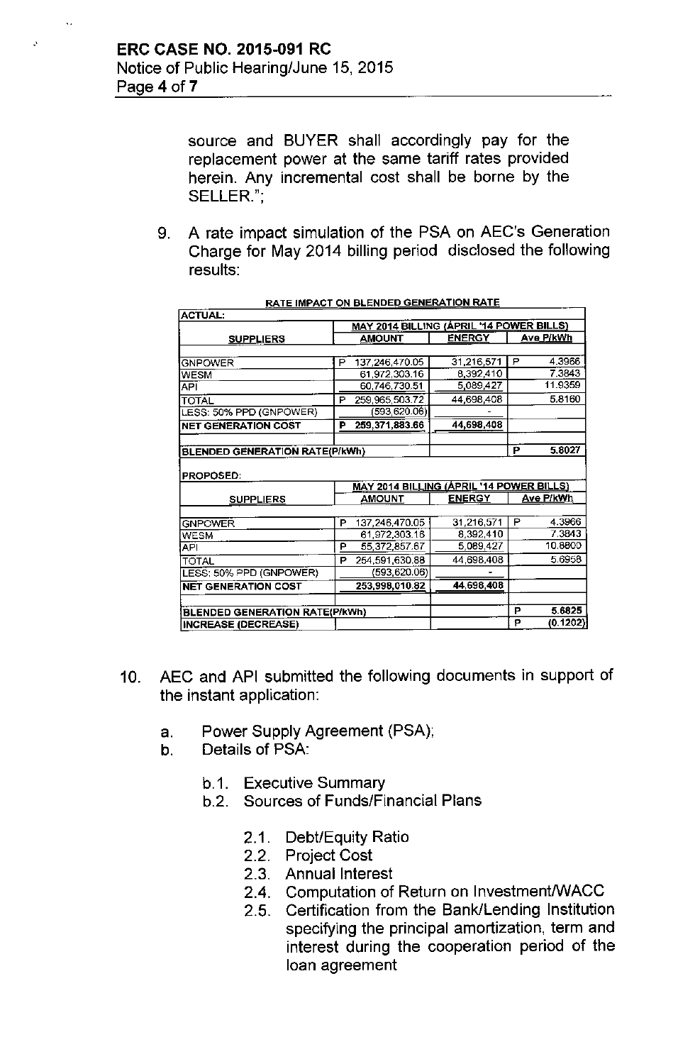source and BUYER shall accordingly pay for the replacement power at the same tariff rates provided herein. Any incremental cost shall be borne by the SELLER.";

9. A rate impact simulation of the PSA on AEC's Generation Charge for May 2014 billing period disclosed the following results:

**RATE IMPACT ON BLENDED GENERATION RATE**

| ACTUAL: | | | |
|---|---|---|---|
| | MAY 2014 BILLING (APRIL '14 POWER BILLS) | | |
| SUPPLIERS | AMOUNT | ENERGY | Ave P/kWh |
| GNPOWER | P 137,246,470.05 | 31,216,571 | P 4.3966 |
| WESM | 61,972,303.16 | 8,392,410 | 7.3843 |
| API | 60,746,730.51 | 5,089,427 | 11.9359 |
| TOTAL | P 259,965,503.72 | 44,698,408 | 5.8160 |
| LESS: 50% PPD (GNPOWER) | (593,620.06) | - | |
| NET GENERATION COST | P 259,371,883.66 | 44,698,408 | |
| BLENDED GENERATION RATE(P/kWh) | | | P 5.8027 |
| PROPOSED: | | | |
| | MAY 2014 BILLING (APRIL '14 POWER BILLS) | | |
| SUPPLIERS | AMOUNT | ENERGY | Ave P/kWh |
| GNPOWER | P 137,246,470.05 | 31,216,571 | P 4.3966 |
| WESM | 61,972,303.16 | 8,392,410 | 7.3843 |
| API | P 55,372,857.67 | 5,089,427 | 10.8800 |
| TOTAL | P 254,591,630.88 | 44,698,408 | 5.6958 |
| LESS: 50% PPD (GNPOWER) | (593,620.06) | - | |
| NET GENERATION COST | 253,998,010.82 | 44,698,408 | |
| BLENDED GENERATION RATE(P/kWh) | | | P 5.6825 |
| INCREASE (DECREASE) | | | P (0.1202) |

10. AEC and API submitted the following documents in support of the instant application:

   a. Power Supply Agreement (PSA);
   b. Details of PSA:

      b.1. Executive Summary
      b.2. Sources of Funds/Financial Plans

         2.1. Debt/Equity Ratio
         2.2. Project Cost
         2.3. Annual Interest
         2.4. Computation of Return on Investment/WACC
         2.5. Certification from the Bank/Lending Institution specifying the principal amortization, term and interest during the cooperation period of the loan agreement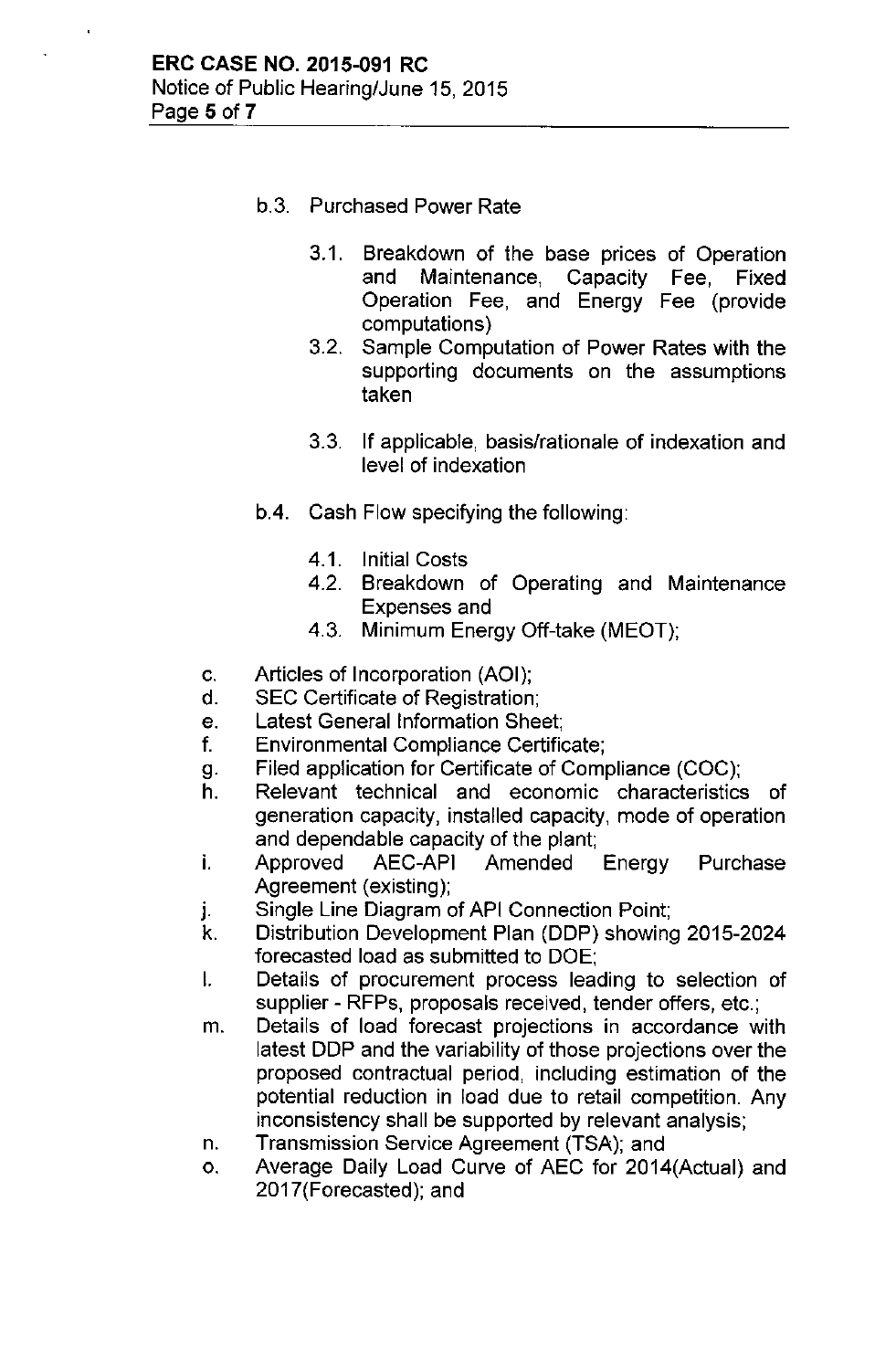- b.3. Purchased Power Rate

    - 3.1. Breakdown of the base prices of Operation and Maintenance, Capacity Fee, Fixed Operation Fee, and Energy Fee (provide computations)
    - 3.2. Sample Computation of Power Rates with the supporting documents on the assumptions taken
    - 3.3. If applicable, basis/rationale of indexation and level of indexation

- b.4. Cash Flow specifying the following:

    - 4.1. Initial Costs
    - 4.2. Breakdown of Operating and Maintenance Expenses and
    - 4.3. Minimum Energy Off-take (MEOT);

c. Articles of Incorporation (AOI);

d. SEC Certificate of Registration;

e. Latest General Information Sheet;

f. Environmental Compliance Certificate;

g. Filed application for Certificate of Compliance (COC);

h. Relevant technical and economic characteristics of generation capacity, installed capacity, mode of operation and dependable capacity of the plant;

i. Approved AEC-API Amended Energy Purchase Agreement (existing);

j. Single Line Diagram of API Connection Point;

k. Distribution Development Plan (DDP) showing 2015-2024 forecasted load as submitted to DOE;

l. Details of procurement process leading to selection of supplier - RFPs, proposals received, tender offers, etc.;

m. Details of load forecast projections in accordance with latest DDP and the variability of those projections over the proposed contractual period, including estimation of the potential reduction in load due to retail competition. Any inconsistency shall be supported by relevant analysis;

n. Transmission Service Agreement (TSA); and

o. Average Daily Load Curve of AEC for 2014(Actual) and 2017(Forecasted); and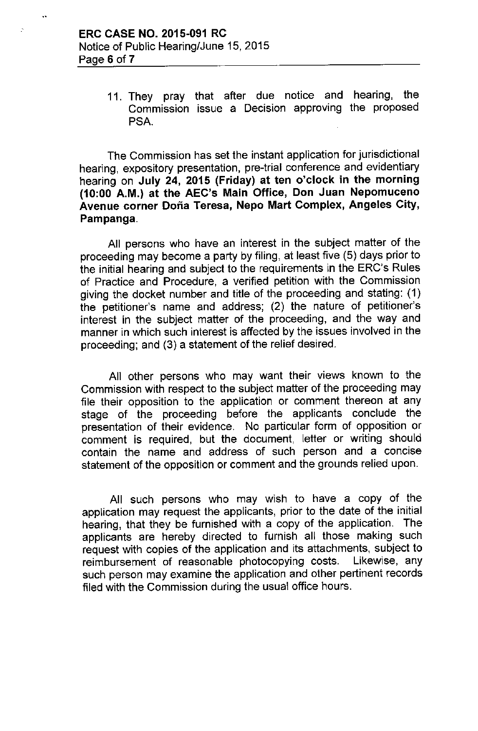11. They pray that after due notice and hearing, the Commission issue a Decision approving the proposed PSA.

The Commission has set the instant application for jurisdictional hearing, expository presentation, pre-trial conference and evidentiary hearing on **July 24, 2015 (Friday) at ten o'clock in the morning (10:00 A.M.) at the AEC's Main Office, Don Juan Nepomuceno Avenue corner Doña Teresa, Nepo Mart Complex, Angeles City, Pampanga.**

All persons who have an interest in the subject matter of the proceeding may become a party by filing, at least five (5) days prior to the initial hearing and subject to the requirements in the ERC's Rules of Practice and Procedure, a verified petition with the Commission giving the docket number and title of the proceeding and stating: (1) the petitioner's name and address; (2) the nature of petitioner's interest in the subject matter of the proceeding, and the way and manner in which such interest is affected by the issues involved in the proceeding; and (3) a statement of the relief desired.

All other persons who may want their views known to the Commission with respect to the subject matter of the proceeding may file their opposition to the application or comment thereon at any stage of the proceeding before the applicants conclude the presentation of their evidence. No particular form of opposition or comment is required, but the document, letter or writing should contain the name and address of such person and a concise statement of the opposition or comment and the grounds relied upon.

All such persons who may wish to have a copy of the application may request the applicants, prior to the date of the initial hearing, that they be furnished with a copy of the application. The applicants are hereby directed to furnish all those making such request with copies of the application and its attachments, subject to reimbursement of reasonable photocopying costs. Likewise, any such person may examine the application and other pertinent records filed with the Commission during the usual office hours.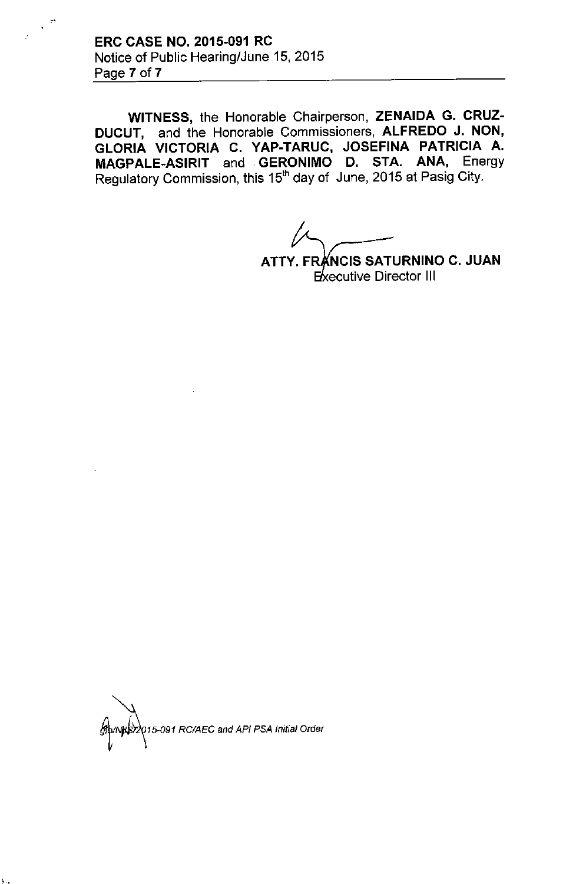**WITNESS,** the Honorable Chairperson, **ZENAIDA G. CRUZ-DUCUT,** and the Honorable Commissioners, **ALFREDO J. NON, GLORIA VICTORIA C. YAP-TARUC, JOSEFINA PATRICIA A. MAGPALE-ASIRIT** and **GERONIMO D. STA. ANA,** Energy Regulatory Commission, this 15th day of June, 2015 at Pasig City.

**ATTY. FRANCIS SATURNINO C. JUAN**
Executive Director III

*gb/NKS/2015-091 RC/AEC and API PSA Initial Order*